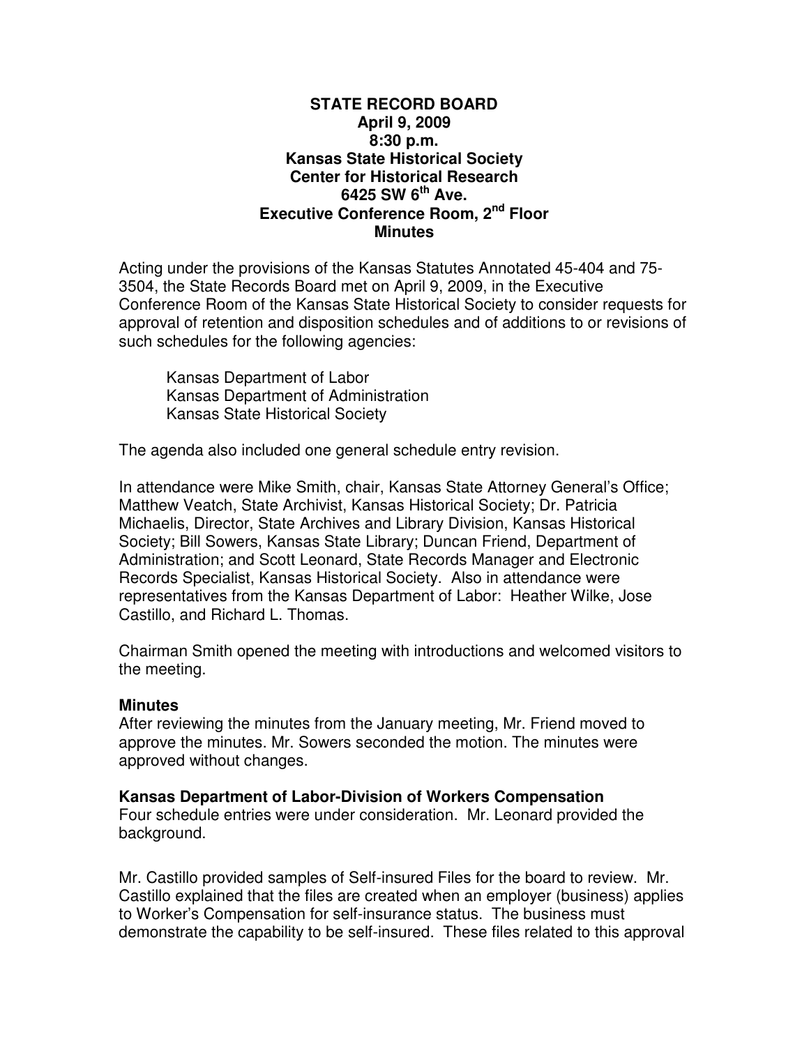**STATE RECORD BOARD**
**April 9, 2009**
**8:30 p.m.**
**Kansas State Historical Society**
**Center for Historical Research**
**6425 SW 6th Ave.**
**Executive Conference Room, 2nd Floor**
**Minutes**

Acting under the provisions of the Kansas Statutes Annotated 45-404 and 75-3504, the State Records Board met on April 9, 2009, in the Executive Conference Room of the Kansas State Historical Society to consider requests for approval of retention and disposition schedules and of additions to or revisions of such schedules for the following agencies:

Kansas Department of Labor
Kansas Department of Administration
Kansas State Historical Society

The agenda also included one general schedule entry revision.

In attendance were Mike Smith, chair, Kansas State Attorney General's Office; Matthew Veatch, State Archivist, Kansas Historical Society; Dr. Patricia Michaelis, Director, State Archives and Library Division, Kansas Historical Society; Bill Sowers, Kansas State Library; Duncan Friend, Department of Administration; and Scott Leonard, State Records Manager and Electronic Records Specialist, Kansas Historical Society. Also in attendance were representatives from the Kansas Department of Labor: Heather Wilke, Jose Castillo, and Richard L. Thomas.

Chairman Smith opened the meeting with introductions and welcomed visitors to the meeting.

**Minutes**
After reviewing the minutes from the January meeting, Mr. Friend moved to approve the minutes. Mr. Sowers seconded the motion. The minutes were approved without changes.

**Kansas Department of Labor-Division of Workers Compensation**
Four schedule entries were under consideration. Mr. Leonard provided the background.

Mr. Castillo provided samples of Self-insured Files for the board to review. Mr. Castillo explained that the files are created when an employer (business) applies to Worker's Compensation for self-insurance status. The business must demonstrate the capability to be self-insured. These files related to this approval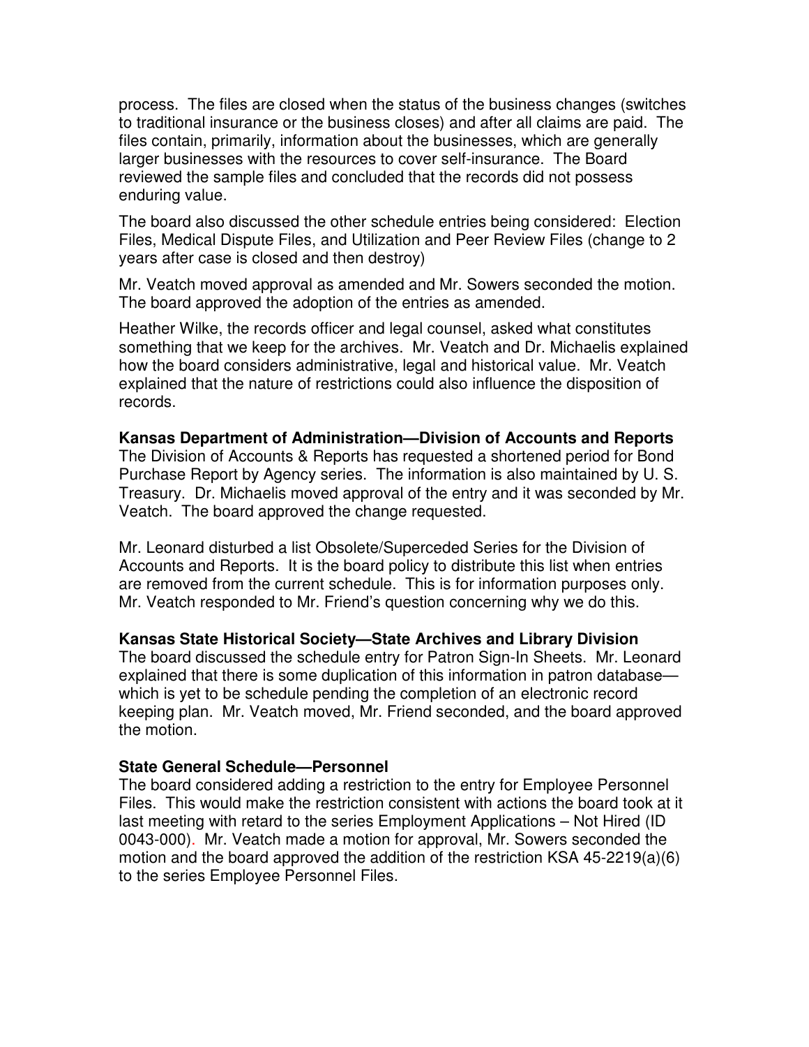process. The files are closed when the status of the business changes (switches to traditional insurance or the business closes) and after all claims are paid. The files contain, primarily, information about the businesses, which are generally larger businesses with the resources to cover self-insurance. The Board reviewed the sample files and concluded that the records did not possess enduring value.

The board also discussed the other schedule entries being considered: Election Files, Medical Dispute Files, and Utilization and Peer Review Files (change to 2 years after case is closed and then destroy)

Mr. Veatch moved approval as amended and Mr. Sowers seconded the motion. The board approved the adoption of the entries as amended.

Heather Wilke, the records officer and legal counsel, asked what constitutes something that we keep for the archives. Mr. Veatch and Dr. Michaelis explained how the board considers administrative, legal and historical value. Mr. Veatch explained that the nature of restrictions could also influence the disposition of records.

**Kansas Department of Administration—Division of Accounts and Reports**
The Division of Accounts & Reports has requested a shortened period for Bond Purchase Report by Agency series. The information is also maintained by U. S. Treasury. Dr. Michaelis moved approval of the entry and it was seconded by Mr. Veatch. The board approved the change requested.

Mr. Leonard disturbed a list Obsolete/Superceded Series for the Division of Accounts and Reports. It is the board policy to distribute this list when entries are removed from the current schedule. This is for information purposes only. Mr. Veatch responded to Mr. Friend's question concerning why we do this.

**Kansas State Historical Society—State Archives and Library Division**
The board discussed the schedule entry for Patron Sign-In Sheets. Mr. Leonard explained that there is some duplication of this information in patron database—which is yet to be schedule pending the completion of an electronic record keeping plan. Mr. Veatch moved, Mr. Friend seconded, and the board approved the motion.

**State General Schedule—Personnel**
The board considered adding a restriction to the entry for Employee Personnel Files. This would make the restriction consistent with actions the board took at it last meeting with retard to the series Employment Applications – Not Hired (ID 0043-000). Mr. Veatch made a motion for approval, Mr. Sowers seconded the motion and the board approved the addition of the restriction KSA 45-2219(a)(6) to the series Employee Personnel Files.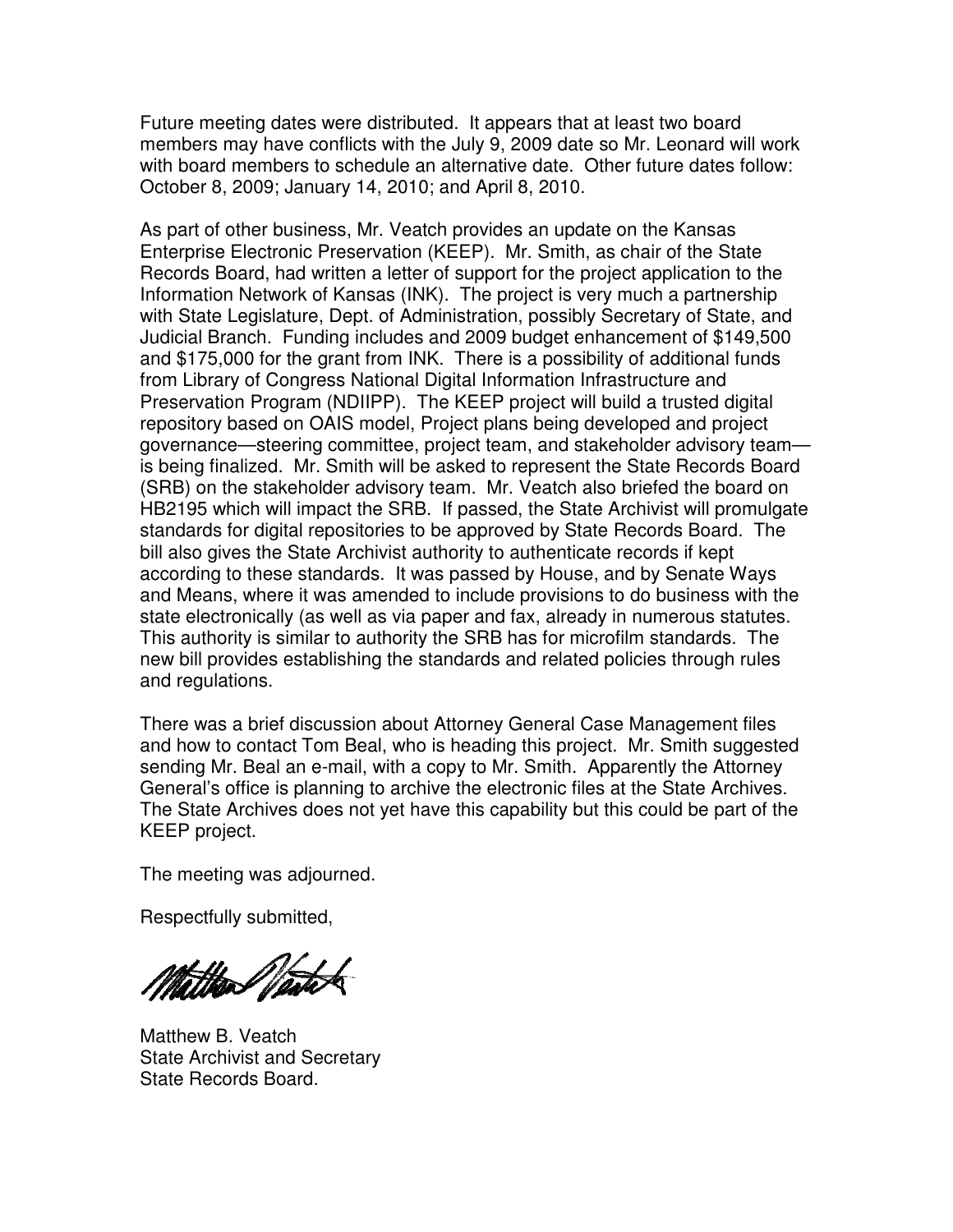Future meeting dates were distributed. It appears that at least two board members may have conflicts with the July 9, 2009 date so Mr. Leonard will work with board members to schedule an alternative date. Other future dates follow: October 8, 2009; January 14, 2010; and April 8, 2010.

As part of other business, Mr. Veatch provides an update on the Kansas Enterprise Electronic Preservation (KEEP). Mr. Smith, as chair of the State Records Board, had written a letter of support for the project application to the Information Network of Kansas (INK). The project is very much a partnership with State Legislature, Dept. of Administration, possibly Secretary of State, and Judicial Branch. Funding includes and 2009 budget enhancement of $149,500 and $175,000 for the grant from INK. There is a possibility of additional funds from Library of Congress National Digital Information Infrastructure and Preservation Program (NDIIPP). The KEEP project will build a trusted digital repository based on OAIS model, Project plans being developed and project governance—steering committee, project team, and stakeholder advisory team—is being finalized. Mr. Smith will be asked to represent the State Records Board (SRB) on the stakeholder advisory team. Mr. Veatch also briefed the board on HB2195 which will impact the SRB. If passed, the State Archivist will promulgate standards for digital repositories to be approved by State Records Board. The bill also gives the State Archivist authority to authenticate records if kept according to these standards. It was passed by House, and by Senate Ways and Means, where it was amended to include provisions to do business with the state electronically (as well as via paper and fax, already in numerous statutes. This authority is similar to authority the SRB has for microfilm standards. The new bill provides establishing the standards and related policies through rules and regulations.

There was a brief discussion about Attorney General Case Management files and how to contact Tom Beal, who is heading this project. Mr. Smith suggested sending Mr. Beal an e-mail, with a copy to Mr. Smith. Apparently the Attorney General's office is planning to archive the electronic files at the State Archives. The State Archives does not yet have this capability but this could be part of the KEEP project.

The meeting was adjourned.

Respectfully submitted,

Matthew B. Veatch
State Archivist and Secretary
State Records Board.